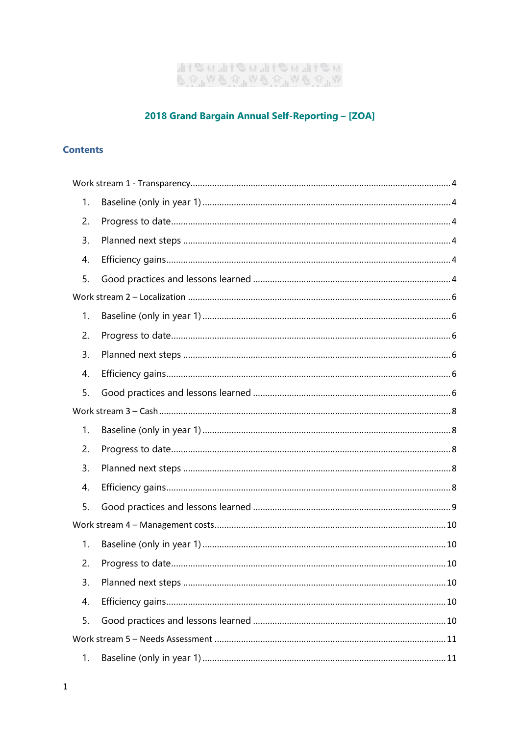## 2018 Grand Bargain Annual Self-Reporting – [ZOA]

### Contents

Work stream 1 - Transparency .......... 4

1. Baseline (only in year 1) .......... 4
2. Progress to date .......... 4
3. Planned next steps .......... 4
4. Efficiency gains .......... 4
5. Good practices and lessons learned .......... 4

Work stream 2 – Localization .......... 6

1. Baseline (only in year 1) .......... 6
2. Progress to date .......... 6
3. Planned next steps .......... 6
4. Efficiency gains .......... 6
5. Good practices and lessons learned .......... 6

Work stream 3 – Cash .......... 8

1. Baseline (only in year 1) .......... 8
2. Progress to date .......... 8
3. Planned next steps .......... 8
4. Efficiency gains .......... 8
5. Good practices and lessons learned .......... 9

Work stream 4 – Management costs .......... 10

1. Baseline (only in year 1) .......... 10
2. Progress to date .......... 10
3. Planned next steps .......... 10
4. Efficiency gains .......... 10
5. Good practices and lessons learned .......... 10

Work stream 5 – Needs Assessment .......... 11

1. Baseline (only in year 1) .......... 11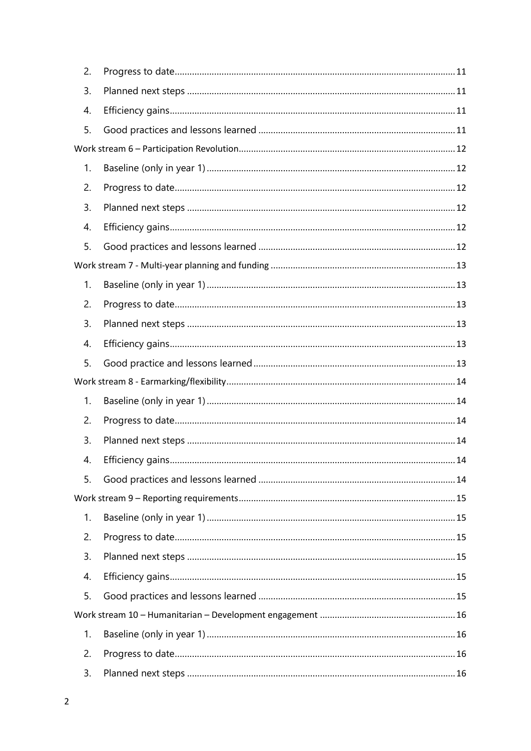2. Progress to date .......... 11
3. Planned next steps .......... 11
4. Efficiency gains .......... 11
5. Good practices and lessons learned .......... 11

Work stream 6 – Participation Revolution .......... 12

1. Baseline (only in year 1) .......... 12
2. Progress to date .......... 12
3. Planned next steps .......... 12
4. Efficiency gains .......... 12
5. Good practices and lessons learned .......... 12

Work stream 7 - Multi-year planning and funding .......... 13

1. Baseline (only in year 1) .......... 13
2. Progress to date .......... 13
3. Planned next steps .......... 13
4. Efficiency gains .......... 13
5. Good practice and lessons learned .......... 13

Work stream 8 - Earmarking/flexibility .......... 14

1. Baseline (only in year 1) .......... 14
2. Progress to date .......... 14
3. Planned next steps .......... 14
4. Efficiency gains .......... 14
5. Good practices and lessons learned .......... 14

Work stream 9 – Reporting requirements .......... 15

1. Baseline (only in year 1) .......... 15
2. Progress to date .......... 15
3. Planned next steps .......... 15
4. Efficiency gains .......... 15
5. Good practices and lessons learned .......... 15

Work stream 10 – Humanitarian – Development engagement .......... 16

1. Baseline (only in year 1) .......... 16
2. Progress to date .......... 16
3. Planned next steps .......... 16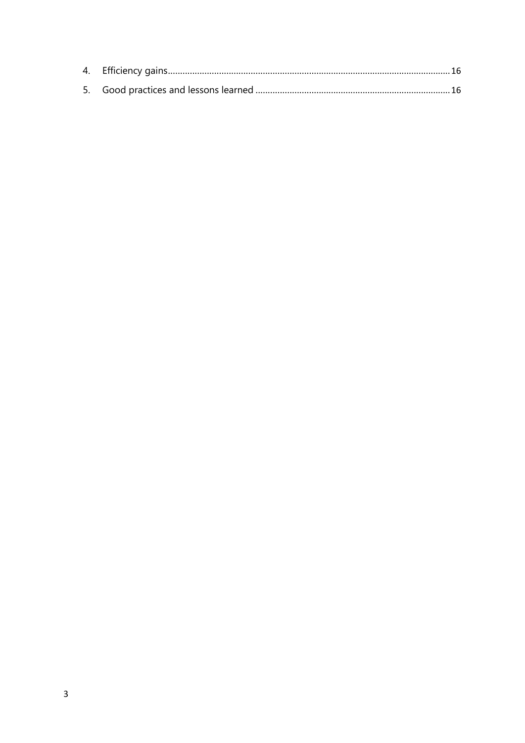4. Efficiency gains .......... 16
5. Good practices and lessons learned .......... 16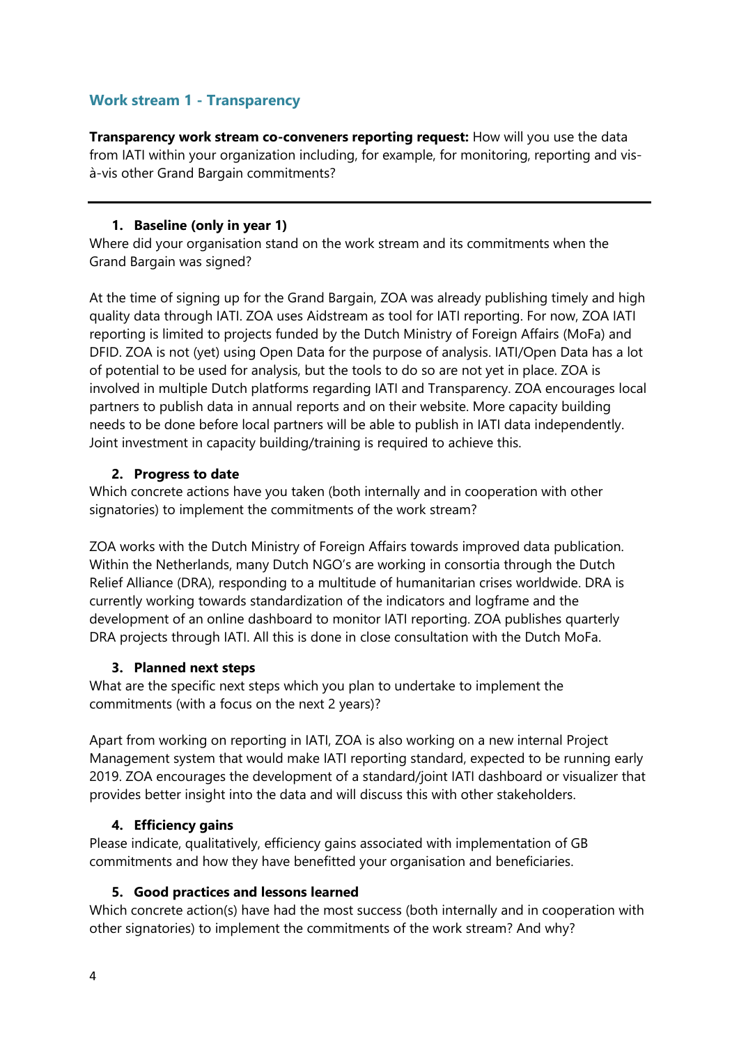## Work stream 1 - Transparency

**Transparency work stream co-conveners reporting request:** How will you use the data from IATI within your organization including, for example, for monitoring, reporting and vis-à-vis other Grand Bargain commitments?

---

### 1. Baseline (only in year 1)

Where did your organisation stand on the work stream and its commitments when the Grand Bargain was signed?

At the time of signing up for the Grand Bargain, ZOA was already publishing timely and high quality data through IATI. ZOA uses Aidstream as tool for IATI reporting. For now, ZOA IATI reporting is limited to projects funded by the Dutch Ministry of Foreign Affairs (MoFa) and DFID. ZOA is not (yet) using Open Data for the purpose of analysis. IATI/Open Data has a lot of potential to be used for analysis, but the tools to do so are not yet in place. ZOA is involved in multiple Dutch platforms regarding IATI and Transparency. ZOA encourages local partners to publish data in annual reports and on their website. More capacity building needs to be done before local partners will be able to publish in IATI data independently. Joint investment in capacity building/training is required to achieve this.

### 2. Progress to date

Which concrete actions have you taken (both internally and in cooperation with other signatories) to implement the commitments of the work stream?

ZOA works with the Dutch Ministry of Foreign Affairs towards improved data publication. Within the Netherlands, many Dutch NGO's are working in consortia through the Dutch Relief Alliance (DRA), responding to a multitude of humanitarian crises worldwide. DRA is currently working towards standardization of the indicators and logframe and the development of an online dashboard to monitor IATI reporting. ZOA publishes quarterly DRA projects through IATI. All this is done in close consultation with the Dutch MoFa.

### 3. Planned next steps

What are the specific next steps which you plan to undertake to implement the commitments (with a focus on the next 2 years)?

Apart from working on reporting in IATI, ZOA is also working on a new internal Project Management system that would make IATI reporting standard, expected to be running early 2019. ZOA encourages the development of a standard/joint IATI dashboard or visualizer that provides better insight into the data and will discuss this with other stakeholders.

### 4. Efficiency gains

Please indicate, qualitatively, efficiency gains associated with implementation of GB commitments and how they have benefitted your organisation and beneficiaries.

### 5. Good practices and lessons learned

Which concrete action(s) have had the most success (both internally and in cooperation with other signatories) to implement the commitments of the work stream? And why?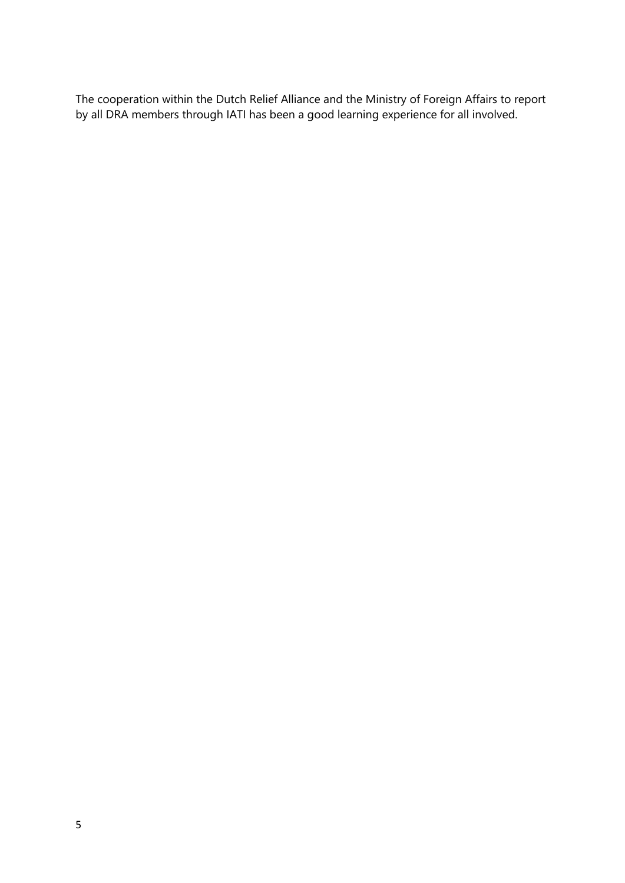The cooperation within the Dutch Relief Alliance and the Ministry of Foreign Affairs to report by all DRA members through IATI has been a good learning experience for all involved.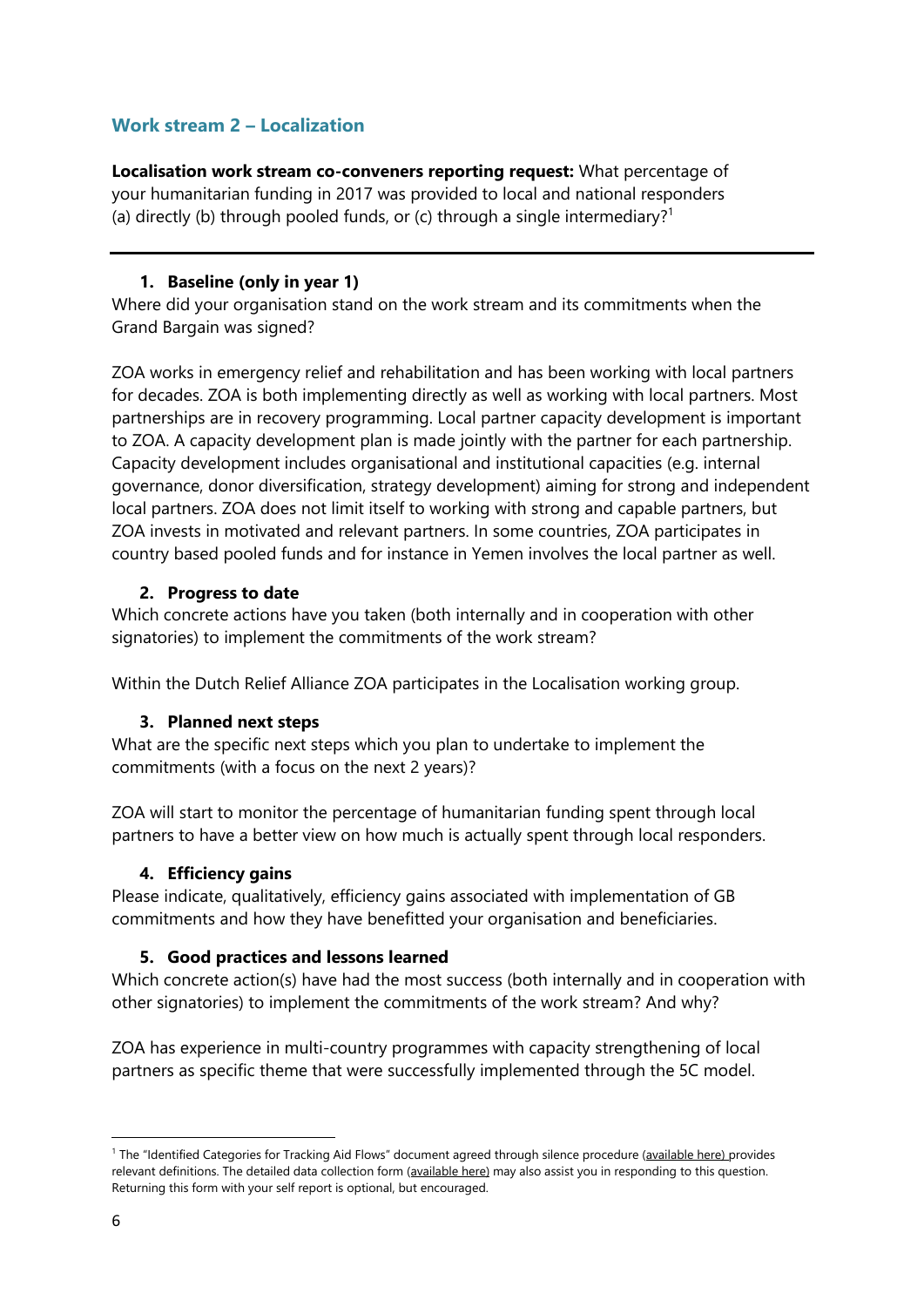## Work stream 2 – Localization

**Localisation work stream co-conveners reporting request:** What percentage of your humanitarian funding in 2017 was provided to local and national responders (a) directly (b) through pooled funds, or (c) through a single intermediary?[1]

---

### 1. Baseline (only in year 1)

Where did your organisation stand on the work stream and its commitments when the Grand Bargain was signed?

ZOA works in emergency relief and rehabilitation and has been working with local partners for decades. ZOA is both implementing directly as well as working with local partners. Most partnerships are in recovery programming. Local partner capacity development is important to ZOA. A capacity development plan is made jointly with the partner for each partnership. Capacity development includes organisational and institutional capacities (e.g. internal governance, donor diversification, strategy development) aiming for strong and independent local partners. ZOA does not limit itself to working with strong and capable partners, but ZOA invests in motivated and relevant partners. In some countries, ZOA participates in country based pooled funds and for instance in Yemen involves the local partner as well.

### 2. Progress to date

Which concrete actions have you taken (both internally and in cooperation with other signatories) to implement the commitments of the work stream?

Within the Dutch Relief Alliance ZOA participates in the Localisation working group.

### 3. Planned next steps

What are the specific next steps which you plan to undertake to implement the commitments (with a focus on the next 2 years)?

ZOA will start to monitor the percentage of humanitarian funding spent through local partners to have a better view on how much is actually spent through local responders.

### 4. Efficiency gains

Please indicate, qualitatively, efficiency gains associated with implementation of GB commitments and how they have benefitted your organisation and beneficiaries.

### 5. Good practices and lessons learned

Which concrete action(s) have had the most success (both internally and in cooperation with other signatories) to implement the commitments of the work stream? And why?

ZOA has experience in multi-country programmes with capacity strengthening of local partners as specific theme that were successfully implemented through the 5C model.

---

[1] The "Identified Categories for Tracking Aid Flows" document agreed through silence procedure (available here) provides relevant definitions. The detailed data collection form (available here) may also assist you in responding to this question. Returning this form with your self report is optional, but encouraged.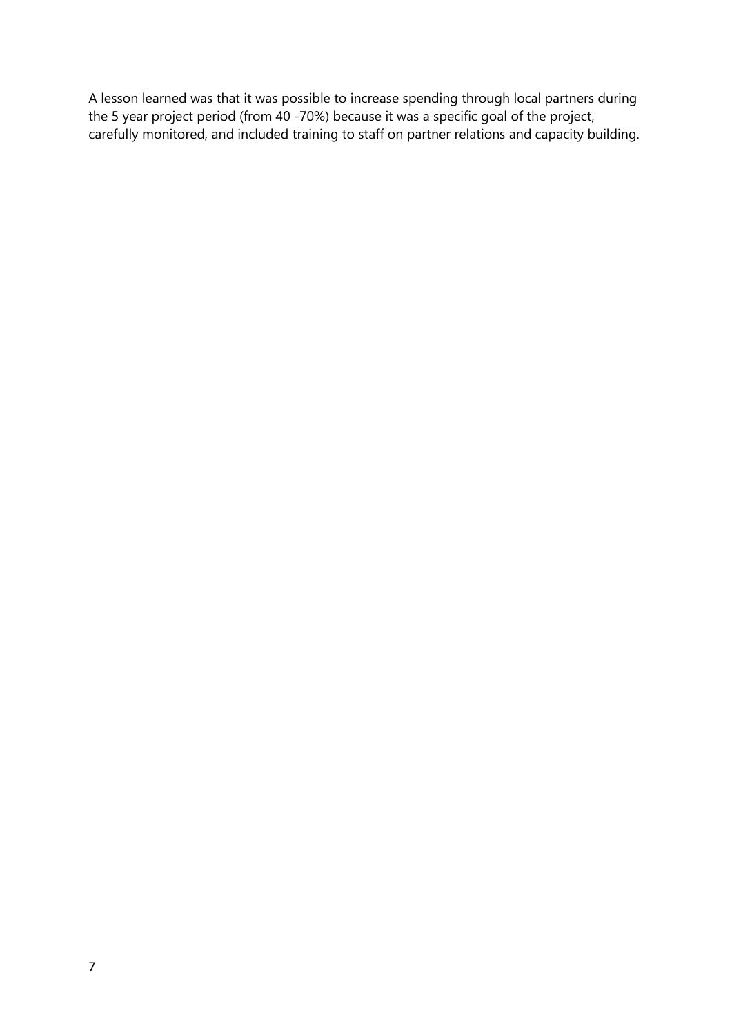A lesson learned was that it was possible to increase spending through local partners during the 5 year project period (from 40 -70%) because it was a specific goal of the project, carefully monitored, and included training to staff on partner relations and capacity building.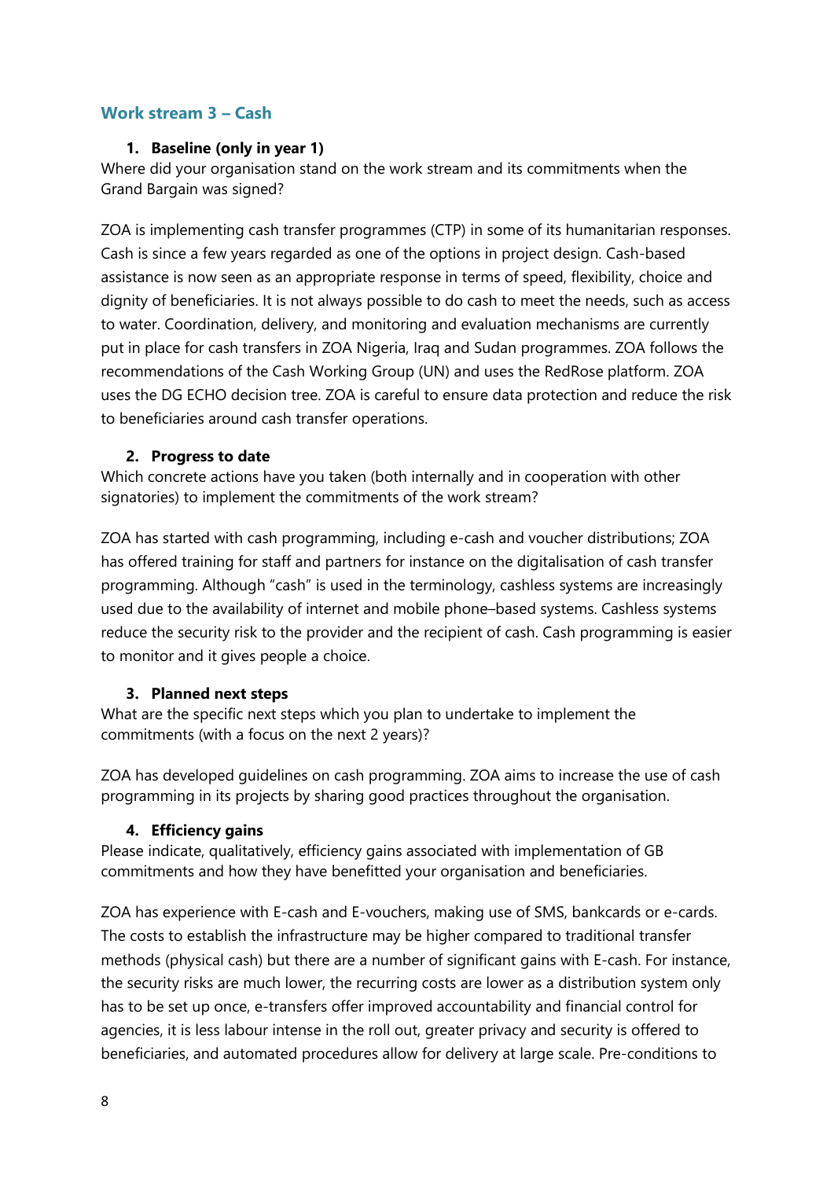## Work stream 3 – Cash

1. **Baseline (only in year 1)**

Where did your organisation stand on the work stream and its commitments when the Grand Bargain was signed?

ZOA is implementing cash transfer programmes (CTP) in some of its humanitarian responses. Cash is since a few years regarded as one of the options in project design. Cash-based assistance is now seen as an appropriate response in terms of speed, flexibility, choice and dignity of beneficiaries. It is not always possible to do cash to meet the needs, such as access to water. Coordination, delivery, and monitoring and evaluation mechanisms are currently put in place for cash transfers in ZOA Nigeria, Iraq and Sudan programmes. ZOA follows the recommendations of the Cash Working Group (UN) and uses the RedRose platform. ZOA uses the DG ECHO decision tree. ZOA is careful to ensure data protection and reduce the risk to beneficiaries around cash transfer operations.

2. **Progress to date**

Which concrete actions have you taken (both internally and in cooperation with other signatories) to implement the commitments of the work stream?

ZOA has started with cash programming, including e-cash and voucher distributions; ZOA has offered training for staff and partners for instance on the digitalisation of cash transfer programming. Although "cash" is used in the terminology, cashless systems are increasingly used due to the availability of internet and mobile phone–based systems. Cashless systems reduce the security risk to the provider and the recipient of cash. Cash programming is easier to monitor and it gives people a choice.

3. **Planned next steps**

What are the specific next steps which you plan to undertake to implement the commitments (with a focus on the next 2 years)?

ZOA has developed guidelines on cash programming. ZOA aims to increase the use of cash programming in its projects by sharing good practices throughout the organisation.

4. **Efficiency gains**

Please indicate, qualitatively, efficiency gains associated with implementation of GB commitments and how they have benefitted your organisation and beneficiaries.

ZOA has experience with E-cash and E-vouchers, making use of SMS, bankcards or e-cards. The costs to establish the infrastructure may be higher compared to traditional transfer methods (physical cash) but there are a number of significant gains with E-cash. For instance, the security risks are much lower, the recurring costs are lower as a distribution system only has to be set up once, e-transfers offer improved accountability and financial control for agencies, it is less labour intense in the roll out, greater privacy and security is offered to beneficiaries, and automated procedures allow for delivery at large scale. Pre-conditions to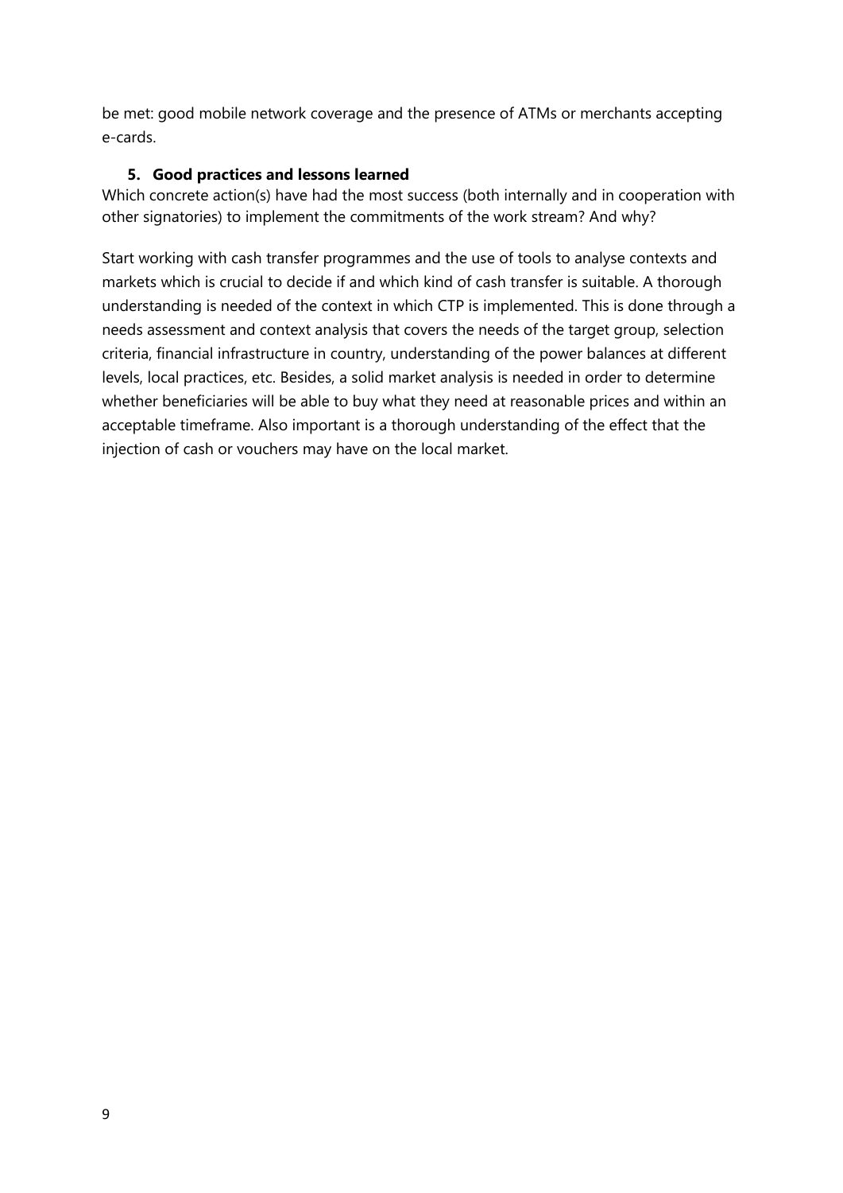be met: good mobile network coverage and the presence of ATMs or merchants accepting e-cards.

### 5. Good practices and lessons learned

Which concrete action(s) have had the most success (both internally and in cooperation with other signatories) to implement the commitments of the work stream? And why?

Start working with cash transfer programmes and the use of tools to analyse contexts and markets which is crucial to decide if and which kind of cash transfer is suitable. A thorough understanding is needed of the context in which CTP is implemented. This is done through a needs assessment and context analysis that covers the needs of the target group, selection criteria, financial infrastructure in country, understanding of the power balances at different levels, local practices, etc. Besides, a solid market analysis is needed in order to determine whether beneficiaries will be able to buy what they need at reasonable prices and within an acceptable timeframe. Also important is a thorough understanding of the effect that the injection of cash or vouchers may have on the local market.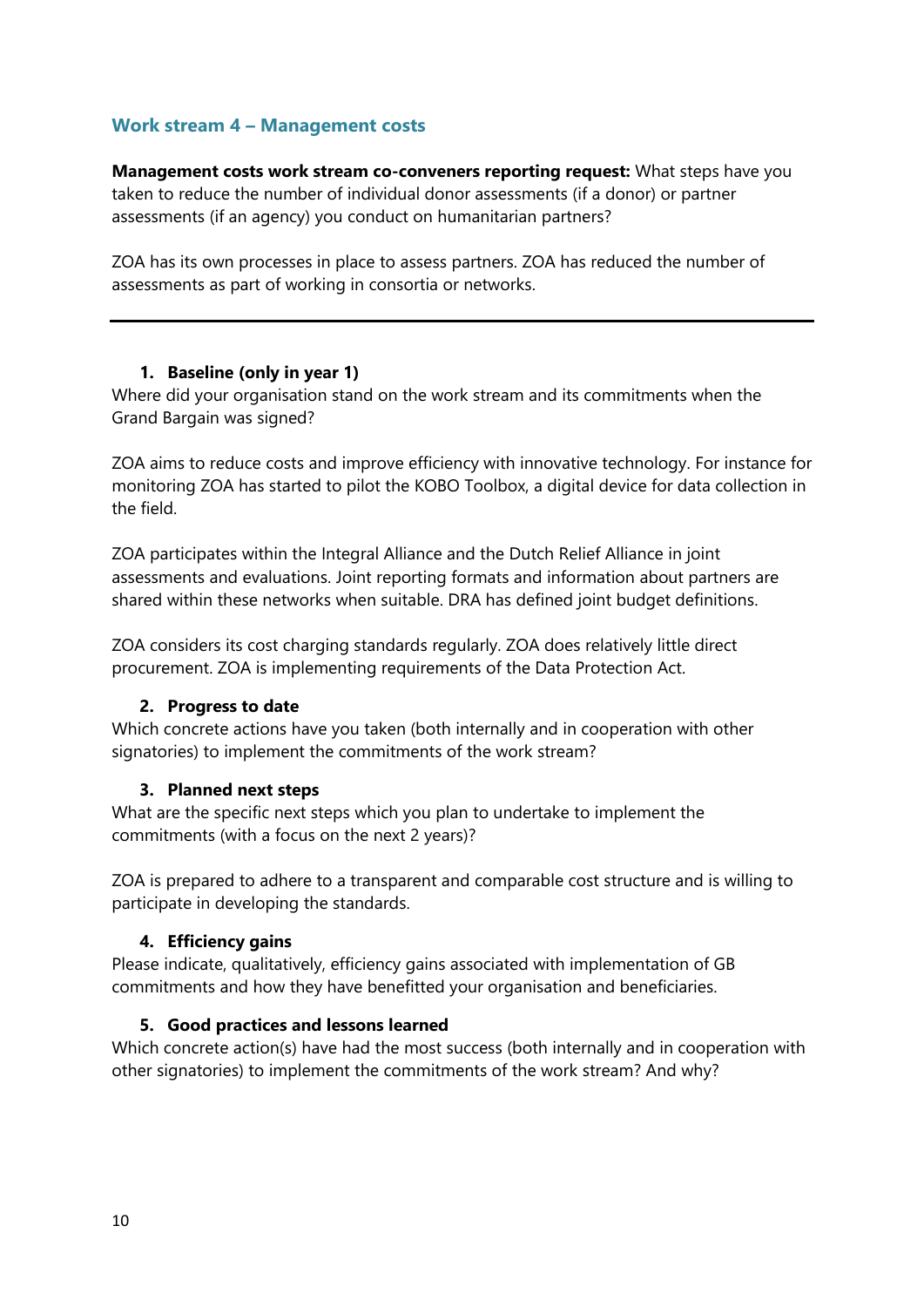## Work stream 4 – Management costs

**Management costs work stream co-conveners reporting request:** What steps have you taken to reduce the number of individual donor assessments (if a donor) or partner assessments (if an agency) you conduct on humanitarian partners?

ZOA has its own processes in place to assess partners. ZOA has reduced the number of assessments as part of working in consortia or networks.

---

1. **Baseline (only in year 1)**

Where did your organisation stand on the work stream and its commitments when the Grand Bargain was signed?

ZOA aims to reduce costs and improve efficiency with innovative technology. For instance for monitoring ZOA has started to pilot the KOBO Toolbox, a digital device for data collection in the field.

ZOA participates within the Integral Alliance and the Dutch Relief Alliance in joint assessments and evaluations. Joint reporting formats and information about partners are shared within these networks when suitable. DRA has defined joint budget definitions.

ZOA considers its cost charging standards regularly. ZOA does relatively little direct procurement. ZOA is implementing requirements of the Data Protection Act.

2. **Progress to date**

Which concrete actions have you taken (both internally and in cooperation with other signatories) to implement the commitments of the work stream?

3. **Planned next steps**

What are the specific next steps which you plan to undertake to implement the commitments (with a focus on the next 2 years)?

ZOA is prepared to adhere to a transparent and comparable cost structure and is willing to participate in developing the standards.

4. **Efficiency gains**

Please indicate, qualitatively, efficiency gains associated with implementation of GB commitments and how they have benefitted your organisation and beneficiaries.

5. **Good practices and lessons learned**

Which concrete action(s) have had the most success (both internally and in cooperation with other signatories) to implement the commitments of the work stream? And why?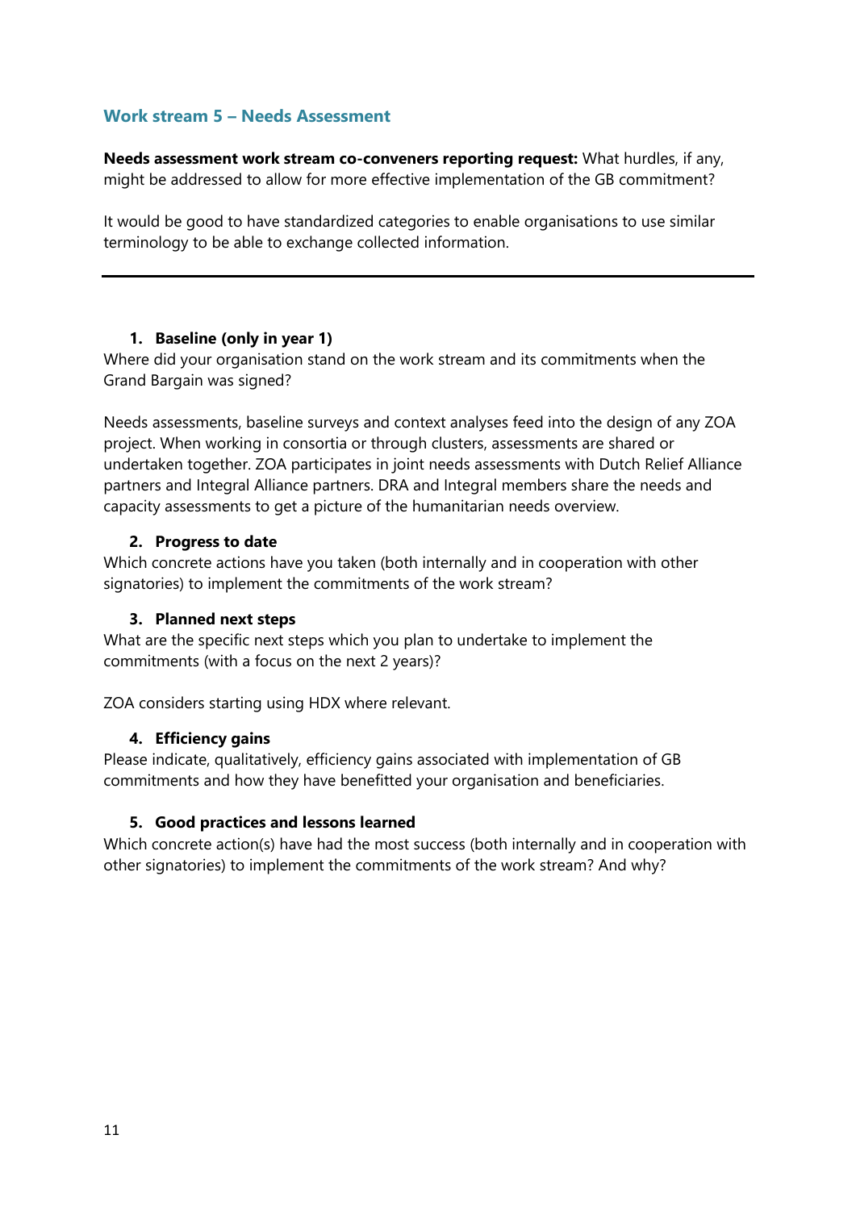## Work stream 5 – Needs Assessment

**Needs assessment work stream co-conveners reporting request:** What hurdles, if any, might be addressed to allow for more effective implementation of the GB commitment?

It would be good to have standardized categories to enable organisations to use similar terminology to be able to exchange collected information.

---

1. **Baseline (only in year 1)**

Where did your organisation stand on the work stream and its commitments when the Grand Bargain was signed?

Needs assessments, baseline surveys and context analyses feed into the design of any ZOA project. When working in consortia or through clusters, assessments are shared or undertaken together. ZOA participates in joint needs assessments with Dutch Relief Alliance partners and Integral Alliance partners. DRA and Integral members share the needs and capacity assessments to get a picture of the humanitarian needs overview.

2. **Progress to date**

Which concrete actions have you taken (both internally and in cooperation with other signatories) to implement the commitments of the work stream?

3. **Planned next steps**

What are the specific next steps which you plan to undertake to implement the commitments (with a focus on the next 2 years)?

ZOA considers starting using HDX where relevant.

4. **Efficiency gains**

Please indicate, qualitatively, efficiency gains associated with implementation of GB commitments and how they have benefitted your organisation and beneficiaries.

5. **Good practices and lessons learned**

Which concrete action(s) have had the most success (both internally and in cooperation with other signatories) to implement the commitments of the work stream? And why?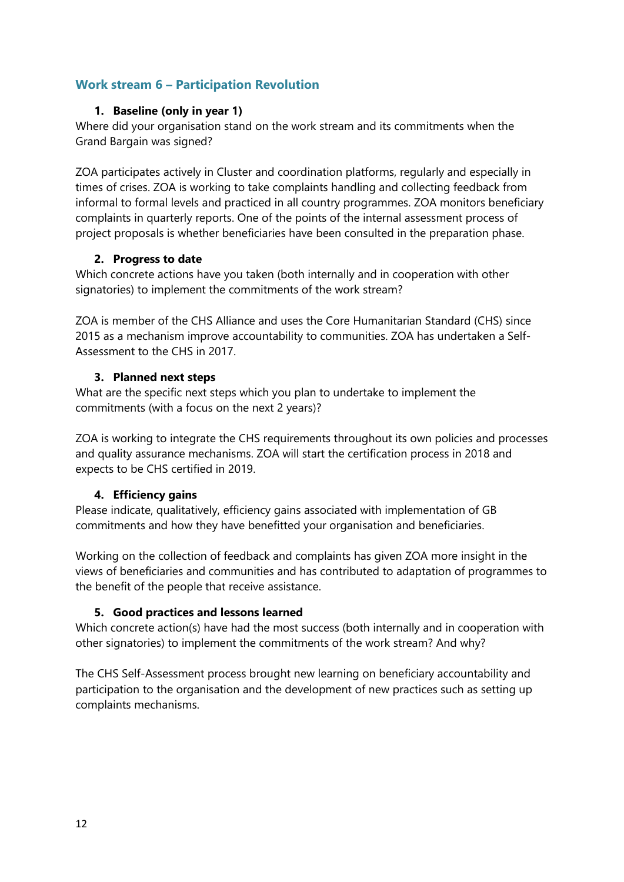## Work stream 6 – Participation Revolution

### 1. Baseline (only in year 1)

Where did your organisation stand on the work stream and its commitments when the Grand Bargain was signed?

ZOA participates actively in Cluster and coordination platforms, regularly and especially in times of crises. ZOA is working to take complaints handling and collecting feedback from informal to formal levels and practiced in all country programmes. ZOA monitors beneficiary complaints in quarterly reports. One of the points of the internal assessment process of project proposals is whether beneficiaries have been consulted in the preparation phase.

### 2. Progress to date

Which concrete actions have you taken (both internally and in cooperation with other signatories) to implement the commitments of the work stream?

ZOA is member of the CHS Alliance and uses the Core Humanitarian Standard (CHS) since 2015 as a mechanism improve accountability to communities. ZOA has undertaken a Self-Assessment to the CHS in 2017.

### 3. Planned next steps

What are the specific next steps which you plan to undertake to implement the commitments (with a focus on the next 2 years)?

ZOA is working to integrate the CHS requirements throughout its own policies and processes and quality assurance mechanisms. ZOA will start the certification process in 2018 and expects to be CHS certified in 2019.

### 4. Efficiency gains

Please indicate, qualitatively, efficiency gains associated with implementation of GB commitments and how they have benefitted your organisation and beneficiaries.

Working on the collection of feedback and complaints has given ZOA more insight in the views of beneficiaries and communities and has contributed to adaptation of programmes to the benefit of the people that receive assistance.

### 5. Good practices and lessons learned

Which concrete action(s) have had the most success (both internally and in cooperation with other signatories) to implement the commitments of the work stream? And why?

The CHS Self-Assessment process brought new learning on beneficiary accountability and participation to the organisation and the development of new practices such as setting up complaints mechanisms.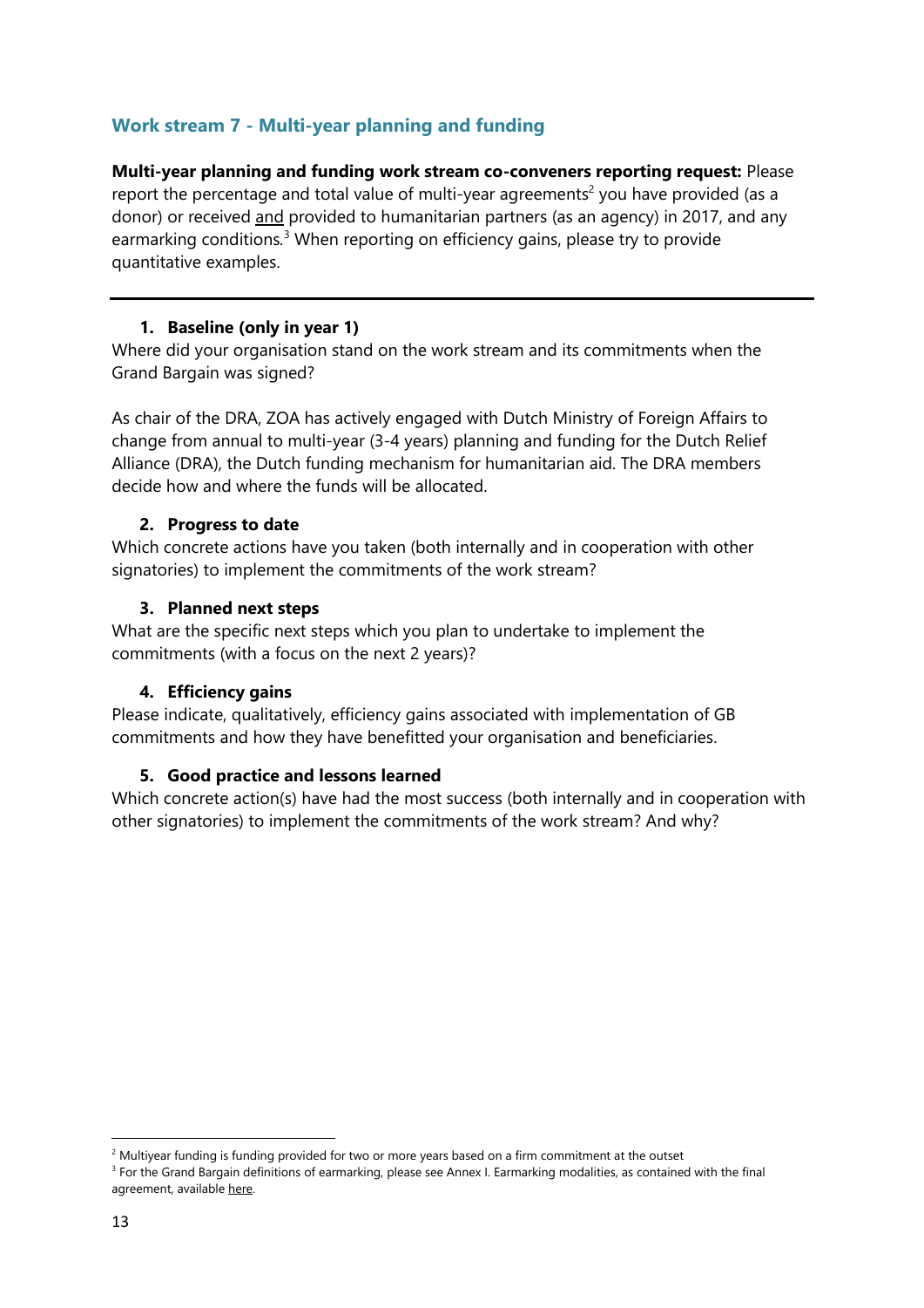## Work stream 7 - Multi-year planning and funding

**Multi-year planning and funding work stream co-conveners reporting request:** Please report the percentage and total value of multi-year agreements[2] you have provided (as a donor) or received and provided to humanitarian partners (as an agency) in 2017, and any earmarking conditions.[3] When reporting on efficiency gains, please try to provide quantitative examples.

---

### 1. Baseline (only in year 1)

Where did your organisation stand on the work stream and its commitments when the Grand Bargain was signed?

As chair of the DRA, ZOA has actively engaged with Dutch Ministry of Foreign Affairs to change from annual to multi-year (3-4 years) planning and funding for the Dutch Relief Alliance (DRA), the Dutch funding mechanism for humanitarian aid. The DRA members decide how and where the funds will be allocated.

### 2. Progress to date

Which concrete actions have you taken (both internally and in cooperation with other signatories) to implement the commitments of the work stream?

### 3. Planned next steps

What are the specific next steps which you plan to undertake to implement the commitments (with a focus on the next 2 years)?

### 4. Efficiency gains

Please indicate, qualitatively, efficiency gains associated with implementation of GB commitments and how they have benefitted your organisation and beneficiaries.

### 5. Good practice and lessons learned

Which concrete action(s) have had the most success (both internally and in cooperation with other signatories) to implement the commitments of the work stream? And why?

---

[2] Multiyear funding is funding provided for two or more years based on a firm commitment at the outset

[3] For the Grand Bargain definitions of earmarking, please see Annex I. Earmarking modalities, as contained with the final agreement, available here.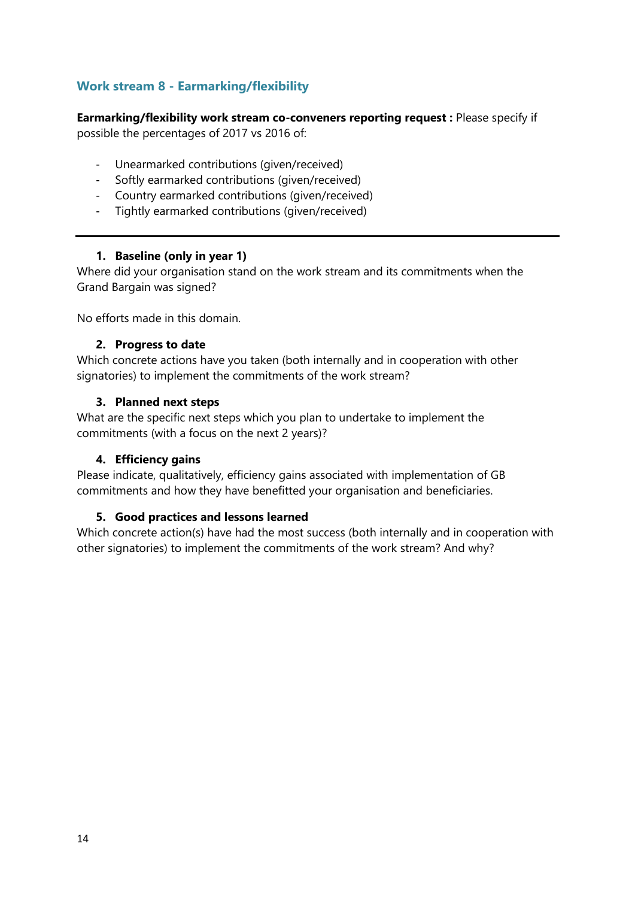## Work stream 8 - Earmarking/flexibility

**Earmarking/flexibility work stream co-conveners reporting request :** Please specify if possible the percentages of 2017 vs 2016 of:

- Unearmarked contributions (given/received)
- Softly earmarked contributions (given/received)
- Country earmarked contributions (given/received)
- Tightly earmarked contributions (given/received)

---

1. **Baseline (only in year 1)**

Where did your organisation stand on the work stream and its commitments when the Grand Bargain was signed?

No efforts made in this domain.

2. **Progress to date**

Which concrete actions have you taken (both internally and in cooperation with other signatories) to implement the commitments of the work stream?

3. **Planned next steps**

What are the specific next steps which you plan to undertake to implement the commitments (with a focus on the next 2 years)?

4. **Efficiency gains**

Please indicate, qualitatively, efficiency gains associated with implementation of GB commitments and how they have benefitted your organisation and beneficiaries.

5. **Good practices and lessons learned**

Which concrete action(s) have had the most success (both internally and in cooperation with other signatories) to implement the commitments of the work stream? And why?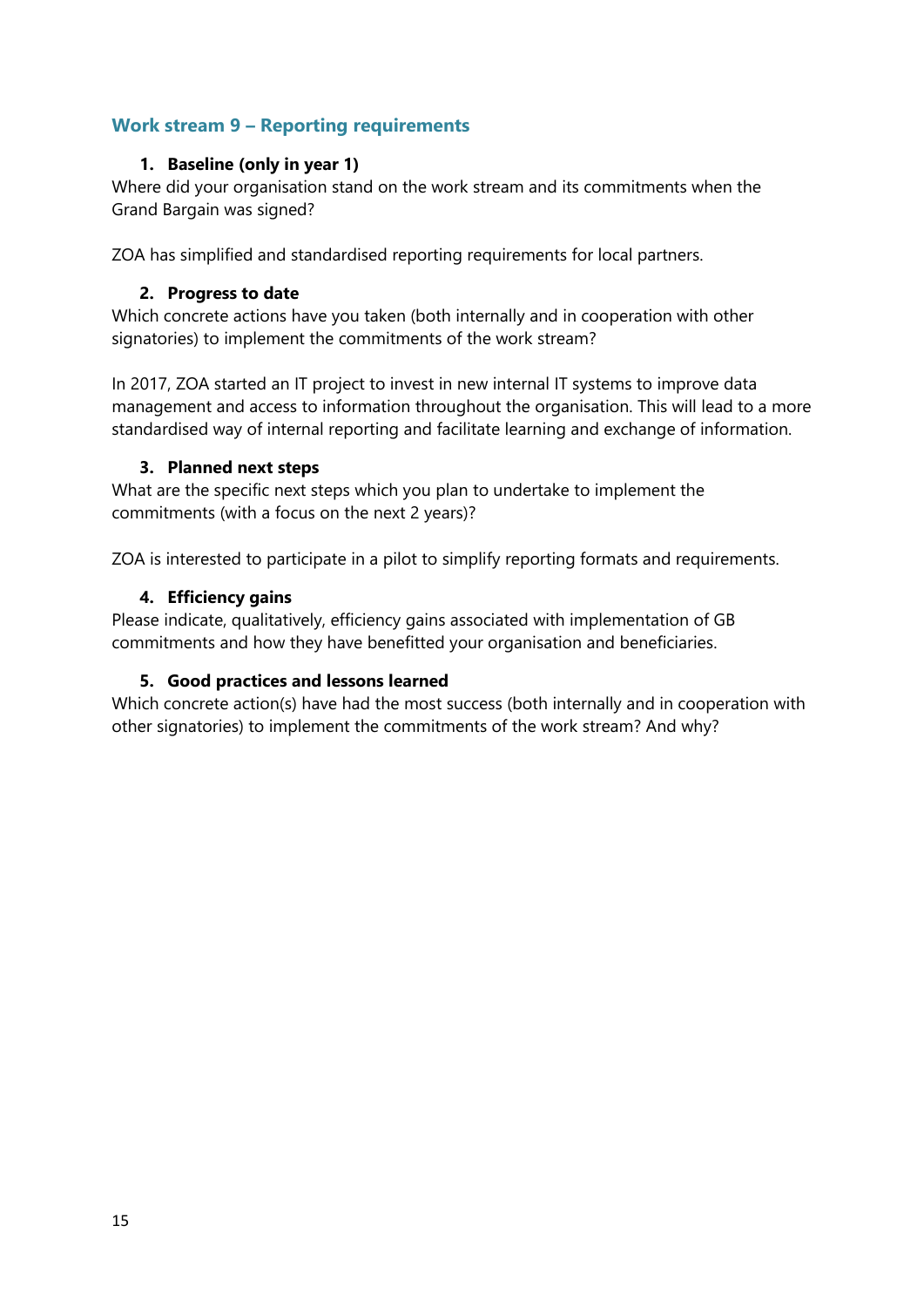## Work stream 9 – Reporting requirements

1. **Baseline (only in year 1)**

Where did your organisation stand on the work stream and its commitments when the Grand Bargain was signed?

ZOA has simplified and standardised reporting requirements for local partners.

2. **Progress to date**

Which concrete actions have you taken (both internally and in cooperation with other signatories) to implement the commitments of the work stream?

In 2017, ZOA started an IT project to invest in new internal IT systems to improve data management and access to information throughout the organisation. This will lead to a more standardised way of internal reporting and facilitate learning and exchange of information.

3. **Planned next steps**

What are the specific next steps which you plan to undertake to implement the commitments (with a focus on the next 2 years)?

ZOA is interested to participate in a pilot to simplify reporting formats and requirements.

4. **Efficiency gains**

Please indicate, qualitatively, efficiency gains associated with implementation of GB commitments and how they have benefitted your organisation and beneficiaries.

5. **Good practices and lessons learned**

Which concrete action(s) have had the most success (both internally and in cooperation with other signatories) to implement the commitments of the work stream? And why?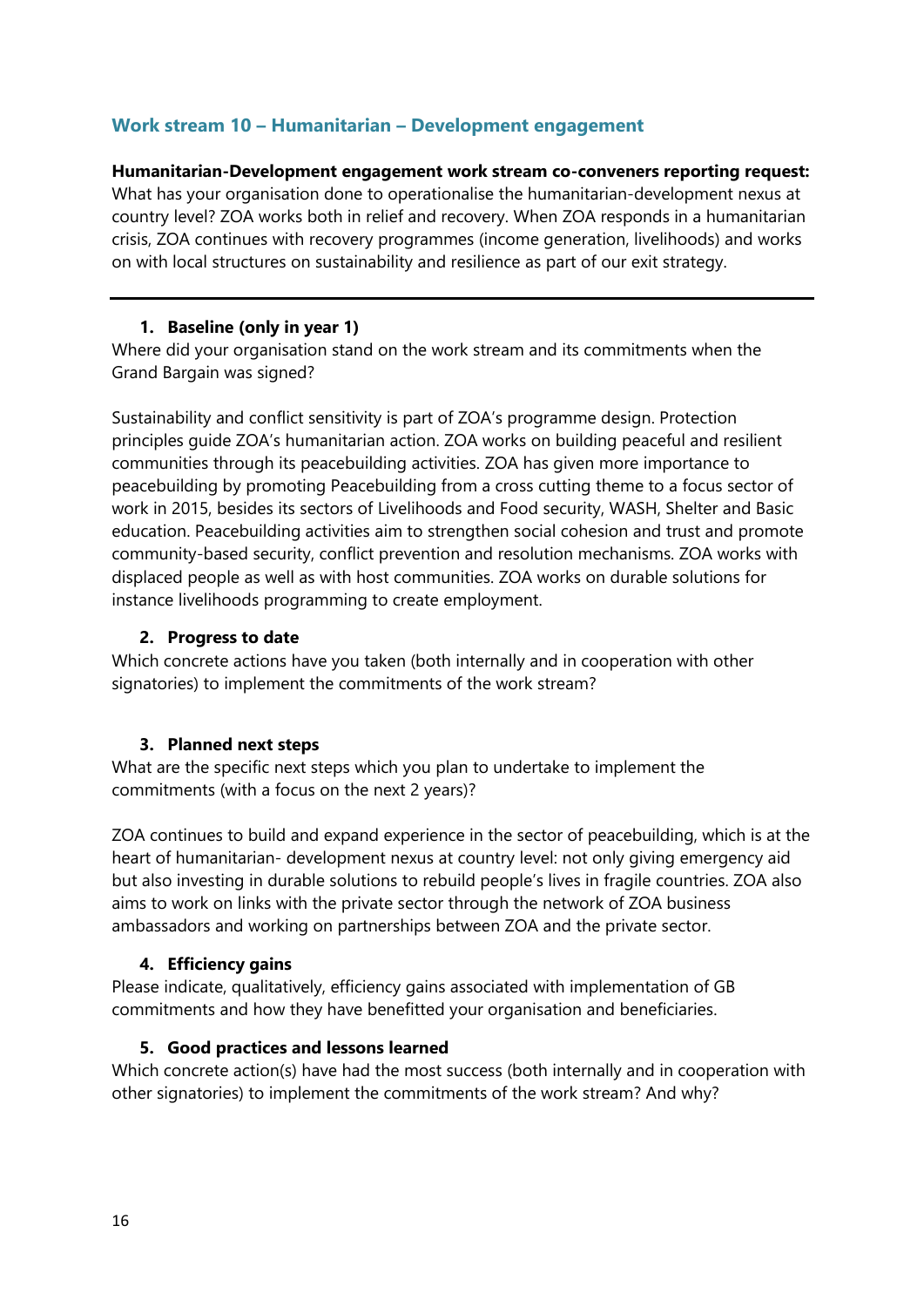## Work stream 10 – Humanitarian – Development engagement

**Humanitarian-Development engagement work stream co-conveners reporting request:** What has your organisation done to operationalise the humanitarian-development nexus at country level? ZOA works both in relief and recovery. When ZOA responds in a humanitarian crisis, ZOA continues with recovery programmes (income generation, livelihoods) and works on with local structures on sustainability and resilience as part of our exit strategy.

---

1. **Baseline (only in year 1)**

Where did your organisation stand on the work stream and its commitments when the Grand Bargain was signed?

Sustainability and conflict sensitivity is part of ZOA's programme design. Protection principles guide ZOA's humanitarian action. ZOA works on building peaceful and resilient communities through its peacebuilding activities. ZOA has given more importance to peacebuilding by promoting Peacebuilding from a cross cutting theme to a focus sector of work in 2015, besides its sectors of Livelihoods and Food security, WASH, Shelter and Basic education. Peacebuilding activities aim to strengthen social cohesion and trust and promote community-based security, conflict prevention and resolution mechanisms. ZOA works with displaced people as well as with host communities. ZOA works on durable solutions for instance livelihoods programming to create employment.

2. **Progress to date**

Which concrete actions have you taken (both internally and in cooperation with other signatories) to implement the commitments of the work stream?

3. **Planned next steps**

What are the specific next steps which you plan to undertake to implement the commitments (with a focus on the next 2 years)?

ZOA continues to build and expand experience in the sector of peacebuilding, which is at the heart of humanitarian- development nexus at country level: not only giving emergency aid but also investing in durable solutions to rebuild people's lives in fragile countries. ZOA also aims to work on links with the private sector through the network of ZOA business ambassadors and working on partnerships between ZOA and the private sector.

4. **Efficiency gains**

Please indicate, qualitatively, efficiency gains associated with implementation of GB commitments and how they have benefitted your organisation and beneficiaries.

5. **Good practices and lessons learned**

Which concrete action(s) have had the most success (both internally and in cooperation with other signatories) to implement the commitments of the work stream? And why?